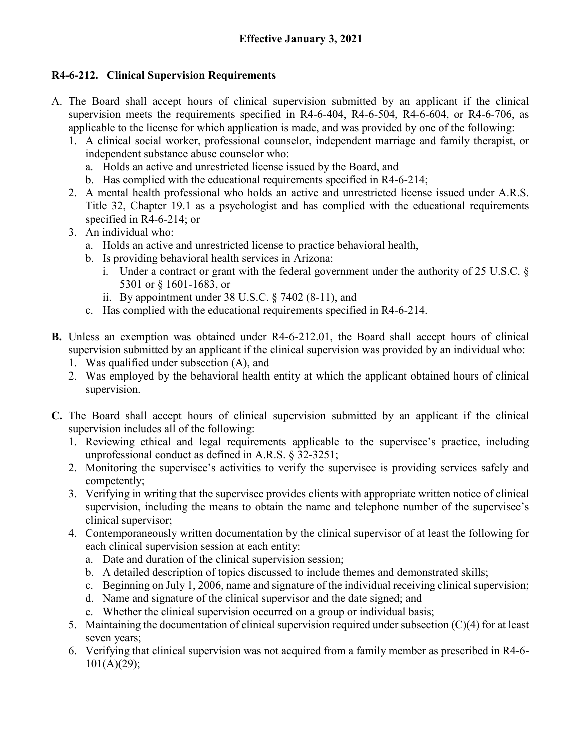**Effective January 3, 2021**

## R4-6-212. Clinical Supervision Requirements

A. The Board shall accept hours of clinical supervision submitted by an applicant if the clinical supervision meets the requirements specified in R4-6-404, R4-6-504, R4-6-604, or R4-6-706, as applicable to the license for which application is made, and was provided by one of the following:
   1. A clinical social worker, professional counselor, independent marriage and family therapist, or independent substance abuse counselor who:
      a. Holds an active and unrestricted license issued by the Board, and
      b. Has complied with the educational requirements specified in R4-6-214;
   2. A mental health professional who holds an active and unrestricted license issued under A.R.S. Title 32, Chapter 19.1 as a psychologist and has complied with the educational requirements specified in R4-6-214; or
   3. An individual who:
      a. Holds an active and unrestricted license to practice behavioral health,
      b. Is providing behavioral health services in Arizona:
         i. Under a contract or grant with the federal government under the authority of 25 U.S.C. § 5301 or § 1601-1683, or
         ii. By appointment under 38 U.S.C. § 7402 (8-11), and
      c. Has complied with the educational requirements specified in R4-6-214.

**B.** Unless an exemption was obtained under R4-6-212.01, the Board shall accept hours of clinical supervision submitted by an applicant if the clinical supervision was provided by an individual who:
   1. Was qualified under subsection (A), and
   2. Was employed by the behavioral health entity at which the applicant obtained hours of clinical supervision.

**C.** The Board shall accept hours of clinical supervision submitted by an applicant if the clinical supervision includes all of the following:
   1. Reviewing ethical and legal requirements applicable to the supervisee's practice, including unprofessional conduct as defined in A.R.S. § 32-3251;
   2. Monitoring the supervisee's activities to verify the supervisee is providing services safely and competently;
   3. Verifying in writing that the supervisee provides clients with appropriate written notice of clinical supervision, including the means to obtain the name and telephone number of the supervisee's clinical supervisor;
   4. Contemporaneously written documentation by the clinical supervisor of at least the following for each clinical supervision session at each entity:
      a. Date and duration of the clinical supervision session;
      b. A detailed description of topics discussed to include themes and demonstrated skills;
      c. Beginning on July 1, 2006, name and signature of the individual receiving clinical supervision;
      d. Name and signature of the clinical supervisor and the date signed; and
      e. Whether the clinical supervision occurred on a group or individual basis;
   5. Maintaining the documentation of clinical supervision required under subsection (C)(4) for at least seven years;
   6. Verifying that clinical supervision was not acquired from a family member as prescribed in R4-6-101(A)(29);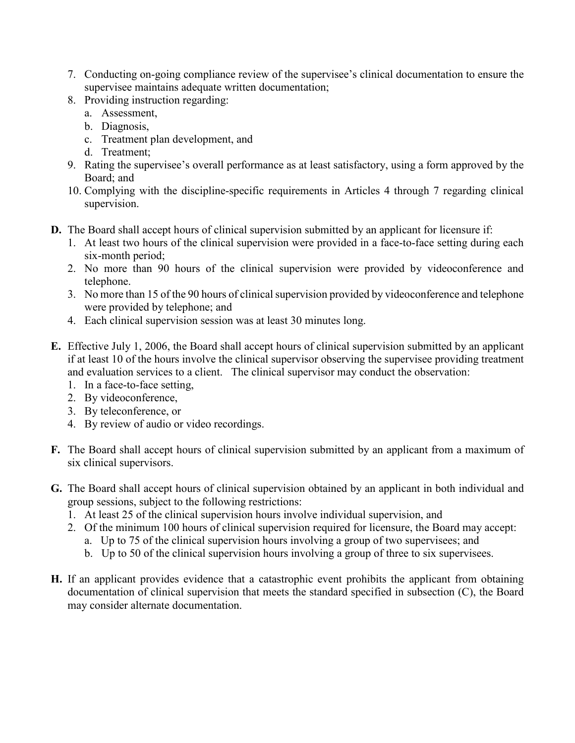7. Conducting on-going compliance review of the supervisee's clinical documentation to ensure the supervisee maintains adequate written documentation;
8. Providing instruction regarding:
   a. Assessment,
   b. Diagnosis,
   c. Treatment plan development, and
   d. Treatment;
9. Rating the supervisee's overall performance as at least satisfactory, using a form approved by the Board; and
10. Complying with the discipline-specific requirements in Articles 4 through 7 regarding clinical supervision.

**D.** The Board shall accept hours of clinical supervision submitted by an applicant for licensure if:
1. At least two hours of the clinical supervision were provided in a face-to-face setting during each six-month period;
2. No more than 90 hours of the clinical supervision were provided by videoconference and telephone.
3. No more than 15 of the 90 hours of clinical supervision provided by videoconference and telephone were provided by telephone; and
4. Each clinical supervision session was at least 30 minutes long.

**E.** Effective July 1, 2006, the Board shall accept hours of clinical supervision submitted by an applicant if at least 10 of the hours involve the clinical supervisor observing the supervisee providing treatment and evaluation services to a client. The clinical supervisor may conduct the observation:
1. In a face-to-face setting,
2. By videoconference,
3. By teleconference, or
4. By review of audio or video recordings.

**F.** The Board shall accept hours of clinical supervision submitted by an applicant from a maximum of six clinical supervisors.

**G.** The Board shall accept hours of clinical supervision obtained by an applicant in both individual and group sessions, subject to the following restrictions:
1. At least 25 of the clinical supervision hours involve individual supervision, and
2. Of the minimum 100 hours of clinical supervision required for licensure, the Board may accept:
   a. Up to 75 of the clinical supervision hours involving a group of two supervisees; and
   b. Up to 50 of the clinical supervision hours involving a group of three to six supervisees.

**H.** If an applicant provides evidence that a catastrophic event prohibits the applicant from obtaining documentation of clinical supervision that meets the standard specified in subsection (C), the Board may consider alternate documentation.